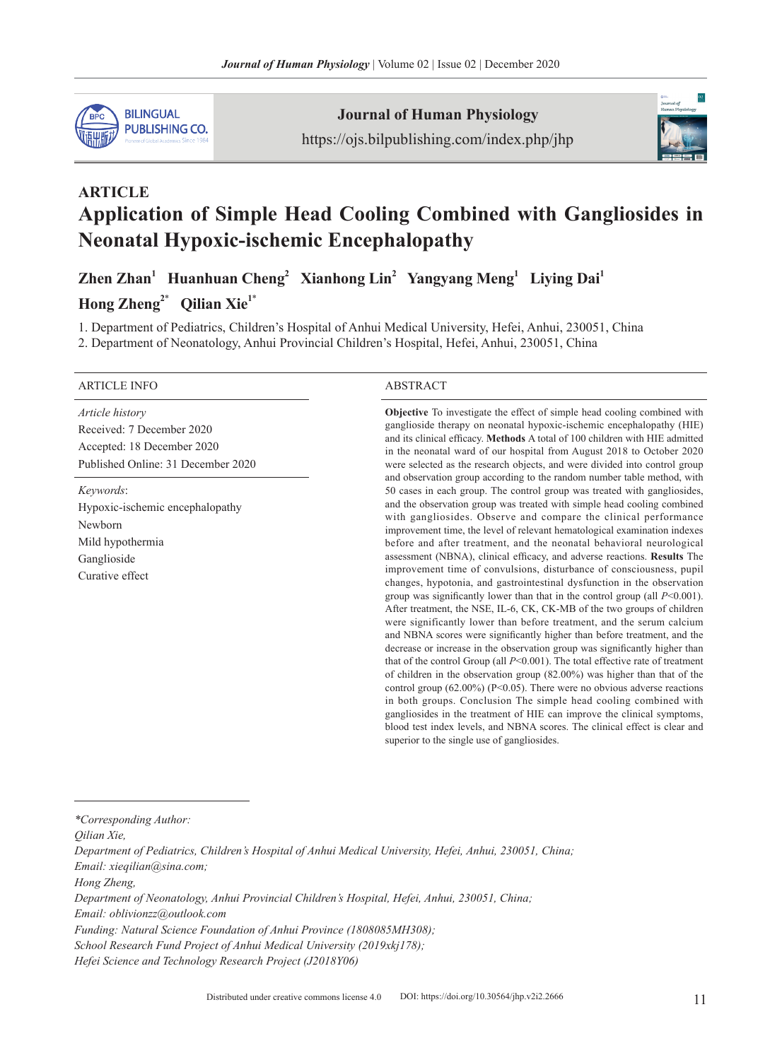ARTICLE

# Application of Simple Head Cooling Combined with Gangliosides in Neonatal Hypoxic-ischemic Encephalopathy

**Zhen Zhan[1] Huanhuan Cheng[2] Xianhong Lin[2] Yangyang Meng[1] Liying Dai[1] Hong Zheng[2*] Qilian Xie[1*]**

1. Department of Pediatrics, Children's Hospital of Anhui Medical University, Hefei, Anhui, 230051, China
2. Department of Neonatology, Anhui Provincial Children's Hospital, Hefei, Anhui, 230051, China

ARTICLE INFO

*Article history*
Received: 7 December 2020
Accepted: 18 December 2020
Published Online: 31 December 2020

*Keywords*:
Hypoxic-ischemic encephalopathy
Newborn
Mild hypothermia
Ganglioside
Curative effect

ABSTRACT

**Objective** To investigate the effect of simple head cooling combined with ganglioside therapy on neonatal hypoxic-ischemic encephalopathy (HIE) and its clinical efficacy. **Methods** A total of 100 children with HIE admitted in the neonatal ward of our hospital from August 2018 to October 2020 were selected as the research objects, and were divided into control group and observation group according to the random number table method, with 50 cases in each group. The control group was treated with gangliosides, and the observation group was treated with simple head cooling combined with gangliosides. Observe and compare the clinical performance improvement time, the level of relevant hematological examination indexes before and after treatment, and the neonatal behavioral neurological assessment (NBNA), clinical efficacy, and adverse reactions. **Results** The improvement time of convulsions, disturbance of consciousness, pupil changes, hypotonia, and gastrointestinal dysfunction in the observation group was significantly lower than that in the control group (all $P$<0.001). After treatment, the NSE, IL-6, CK, CK-MB of the two groups of children were significantly lower than before treatment, and the serum calcium and NBNA scores were significantly higher than before treatment, and the decrease or increase in the observation group was significantly higher than that of the control Group (all $P$<0.001). The total effective rate of treatment of children in the observation group (82.00%) was higher than that of the control group (62.00%) (P<0.05). There were no obvious adverse reactions in both groups. Conclusion The simple head cooling combined with gangliosides in the treatment of HIE can improve the clinical symptoms, blood test index levels, and NBNA scores. The clinical effect is clear and superior to the single use of gangliosides.

---

*\*Corresponding Author:*
*Qilian Xie,*
*Department of Pediatrics, Children's Hospital of Anhui Medical University, Hefei, Anhui, 230051, China;*
*Email: xieqilian@sina.com;*
*Hong Zheng,*
*Department of Neonatology, Anhui Provincial Children's Hospital, Hefei, Anhui, 230051, China;*
*Email: oblivionzz@outlook.com*
*Funding: Natural Science Foundation of Anhui Province (1808085MH308);*
*School Research Fund Project of Anhui Medical University (2019xkj178);*
*Hefei Science and Technology Research Project (J2018Y06)*

Distributed under creative commons license 4.0 DOI: https://doi.org/10.30564/jhp.v2i2.2666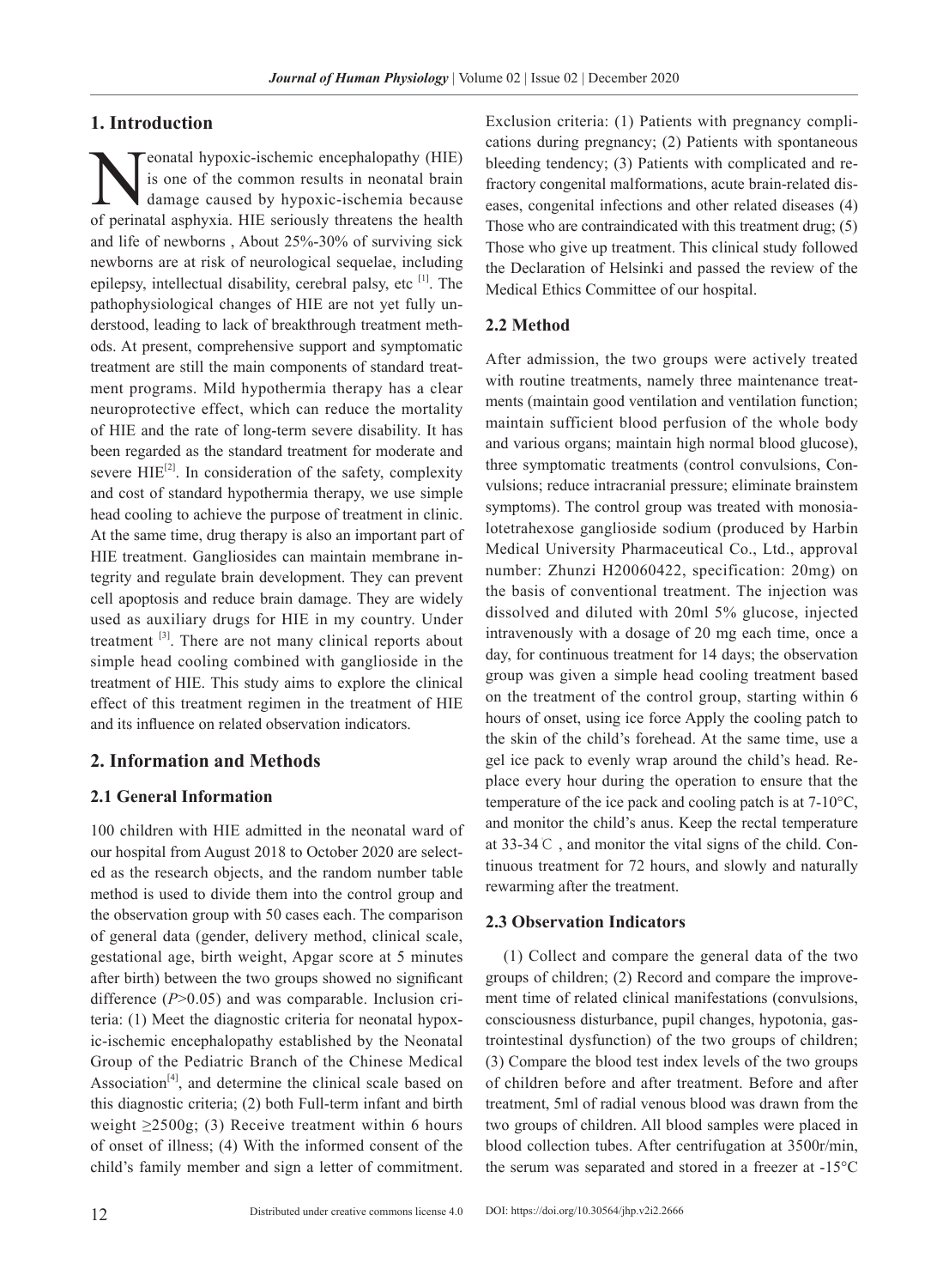## 1. Introduction

Neonatal hypoxic-ischemic encephalopathy (HIE) is one of the common results in neonatal brain damage caused by hypoxic-ischemia because of perinatal asphyxia. HIE seriously threatens the health and life of newborns , About 25%-30% of surviving sick newborns are at risk of neurological sequelae, including epilepsy, intellectual disability, cerebral palsy, etc [1]. The pathophysiological changes of HIE are not yet fully understood, leading to lack of breakthrough treatment methods. At present, comprehensive support and symptomatic treatment are still the main components of standard treatment programs. Mild hypothermia therapy has a clear neuroprotective effect, which can reduce the mortality of HIE and the rate of long-term severe disability. It has been regarded as the standard treatment for moderate and severe HIE[2]. In consideration of the safety, complexity and cost of standard hypothermia therapy, we use simple head cooling to achieve the purpose of treatment in clinic. At the same time, drug therapy is also an important part of HIE treatment. Gangliosides can maintain membrane integrity and regulate brain development. They can prevent cell apoptosis and reduce brain damage. They are widely used as auxiliary drugs for HIE in my country. Under treatment [3]. There are not many clinical reports about simple head cooling combined with ganglioside in the treatment of HIE. This study aims to explore the clinical effect of this treatment regimen in the treatment of HIE and its influence on related observation indicators.

## 2. Information and Methods

### 2.1 General Information

100 children with HIE admitted in the neonatal ward of our hospital from August 2018 to October 2020 are selected as the research objects, and the random number table method is used to divide them into the control group and the observation group with 50 cases each. The comparison of general data (gender, delivery method, clinical scale, gestational age, birth weight, Apgar score at 5 minutes after birth) between the two groups showed no significant difference ($P$>0.05) and was comparable. Inclusion criteria: (1) Meet the diagnostic criteria for neonatal hypoxic-ischemic encephalopathy established by the Neonatal Group of the Pediatric Branch of the Chinese Medical Association[4], and determine the clinical scale based on this diagnostic criteria; (2) both Full-term infant and birth weight ≥2500g; (3) Receive treatment within 6 hours of onset of illness; (4) With the informed consent of the child's family member and sign a letter of commitment. Exclusion criteria: (1) Patients with pregnancy complications during pregnancy; (2) Patients with spontaneous bleeding tendency; (3) Patients with complicated and refractory congenital malformations, acute brain-related diseases, congenital infections and other related diseases (4) Those who are contraindicated with this treatment drug; (5) Those who give up treatment. This clinical study followed the Declaration of Helsinki and passed the review of the Medical Ethics Committee of our hospital.

### 2.2 Method

After admission, the two groups were actively treated with routine treatments, namely three maintenance treatments (maintain good ventilation and ventilation function; maintain sufficient blood perfusion of the whole body and various organs; maintain high normal blood glucose), three symptomatic treatments (control convulsions, Convulsions; reduce intracranial pressure; eliminate brainstem symptoms). The control group was treated with monosialotetrahexose ganglioside sodium (produced by Harbin Medical University Pharmaceutical Co., Ltd., approval number: Zhunzi H20060422, specification: 20mg) on the basis of conventional treatment. The injection was dissolved and diluted with 20ml 5% glucose, injected intravenously with a dosage of 20 mg each time, once a day, for continuous treatment for 14 days; the observation group was given a simple head cooling treatment based on the treatment of the control group, starting within 6 hours of onset, using ice force Apply the cooling patch to the skin of the child's forehead. At the same time, use a gel ice pack to evenly wrap around the child's head. Replace every hour during the operation to ensure that the temperature of the ice pack and cooling patch is at 7-10°C, and monitor the child's anus. Keep the rectal temperature at 33-34℃ , and monitor the vital signs of the child. Continuous treatment for 72 hours, and slowly and naturally rewarming after the treatment.

### 2.3 Observation Indicators

(1) Collect and compare the general data of the two groups of children; (2) Record and compare the improvement time of related clinical manifestations (convulsions, consciousness disturbance, pupil changes, hypotonia, gastrointestinal dysfunction) of the two groups of children; (3) Compare the blood test index levels of the two groups of children before and after treatment. Before and after treatment, 5ml of radial venous blood was drawn from the two groups of children. All blood samples were placed in blood collection tubes. After centrifugation at 3500r/min, the serum was separated and stored in a freezer at -15°C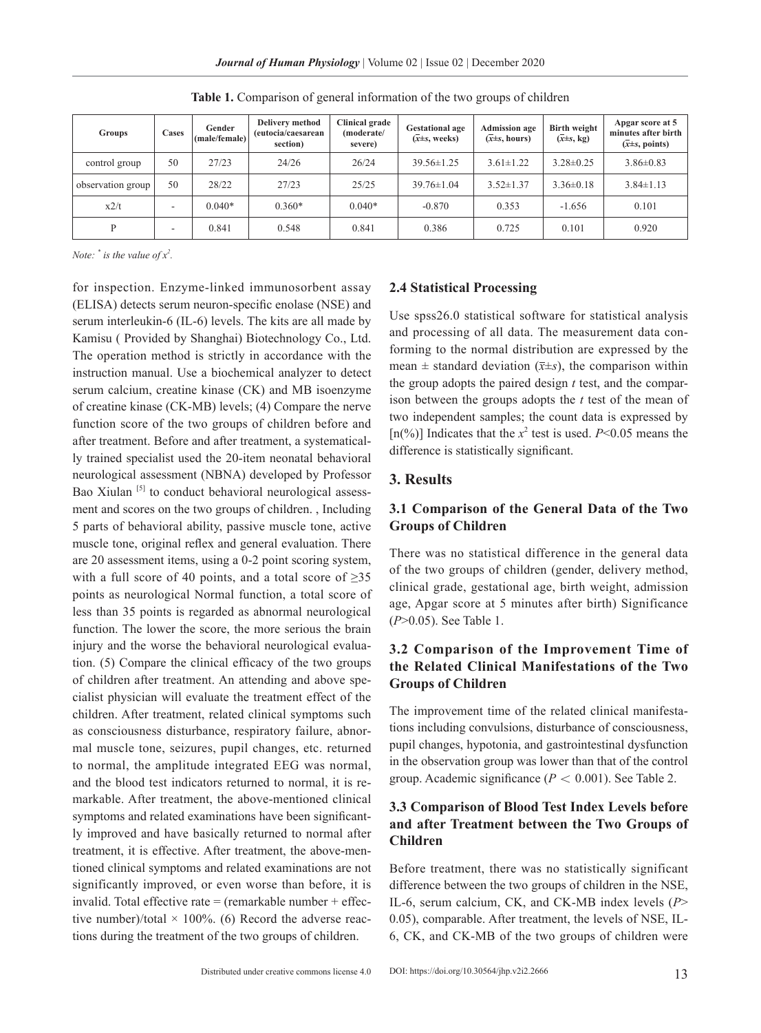**Table 1.** Comparison of general information of the two groups of children

| Groups | Cases | Gender (male/female) | Delivery method (eutocia/caesarean section) | Clinical grade (moderate/ severe) | Gestational age ($\bar{x}$±s, weeks) | Admission age ($\bar{x}$±s, hours) | Birth weight ($\bar{x}$±s, kg) | Apgar score at 5 minutes after birth ($\bar{x}$±s, points) |
|---|---|---|---|---|---|---|---|---|
| control group | 50 | 27/23 | 24/26 | 26/24 | 39.56±1.25 | 3.61±1.22 | 3.28±0.25 | 3.86±0.83 |
| observation group | 50 | 28/22 | 27/23 | 25/25 | 39.76±1.04 | 3.52±1.37 | 3.36±0.18 | 3.84±1.13 |
| x2/t | - | 0.040* | 0.360* | 0.040* | -0.870 | 0.353 | -1.656 | 0.101 |
| P | - | 0.841 | 0.548 | 0.841 | 0.386 | 0.725 | 0.101 | 0.920 |

*Note: * is the value of $x^2$.*

for inspection. Enzyme-linked immunosorbent assay (ELISA) detects serum neuron-specific enolase (NSE) and serum interleukin-6 (IL-6) levels. The kits are all made by Kamisu ( Provided by Shanghai) Biotechnology Co., Ltd. The operation method is strictly in accordance with the instruction manual. Use a biochemical analyzer to detect serum calcium, creatine kinase (CK) and MB isoenzyme of creatine kinase (CK-MB) levels; (4) Compare the nerve function score of the two groups of children before and after treatment. Before and after treatment, a systematically trained specialist used the 20-item neonatal behavioral neurological assessment (NBNA) developed by Professor Bao Xiulan [5] to conduct behavioral neurological assessment and scores on the two groups of children. , Including 5 parts of behavioral ability, passive muscle tone, active muscle tone, original reflex and general evaluation. There are 20 assessment items, using a 0-2 point scoring system, with a full score of 40 points, and a total score of ≥35 points as neurological Normal function, a total score of less than 35 points is regarded as abnormal neurological function. The lower the score, the more serious the brain injury and the worse the behavioral neurological evaluation. (5) Compare the clinical efficacy of the two groups of children after treatment. An attending and above specialist physician will evaluate the treatment effect of the children. After treatment, related clinical symptoms such as consciousness disturbance, respiratory failure, abnormal muscle tone, seizures, pupil changes, etc. returned to normal, the amplitude integrated EEG was normal, and the blood test indicators returned to normal, it is remarkable. After treatment, the above-mentioned clinical symptoms and related examinations have been significantly improved and have basically returned to normal after treatment, it is effective. After treatment, the above-mentioned clinical symptoms and related examinations are not significantly improved, or even worse than before, it is invalid. Total effective rate = (remarkable number + effective number)/total × 100%. (6) Record the adverse reactions during the treatment of the two groups of children.

### 2.4 Statistical Processing

Use spss26.0 statistical software for statistical analysis and processing of all data. The measurement data conforming to the normal distribution are expressed by the mean ± standard deviation ($\bar{x}$±*s*), the comparison within the group adopts the paired design *t* test, and the comparison between the groups adopts the *t* test of the mean of two independent samples; the count data is expressed by [n(%)] Indicates that the $x^2$ test is used. $P$<0.05 means the difference is statistically significant.

## 3. Results

### 3.1 Comparison of the General Data of the Two Groups of Children

There was no statistical difference in the general data of the two groups of children (gender, delivery method, clinical grade, gestational age, birth weight, admission age, Apgar score at 5 minutes after birth) Significance ($P$>0.05). See Table 1.

### 3.2 Comparison of the Improvement Time of the Related Clinical Manifestations of the Two Groups of Children

The improvement time of the related clinical manifestations including convulsions, disturbance of consciousness, pupil changes, hypotonia, and gastrointestinal dysfunction in the observation group was lower than that of the control group. Academic significance ($P < 0.001$). See Table 2.

### 3.3 Comparison of Blood Test Index Levels before and after Treatment between the Two Groups of Children

Before treatment, there was no statistically significant difference between the two groups of children in the NSE, IL-6, serum calcium, CK, and CK-MB index levels ($P$> 0.05), comparable. After treatment, the levels of NSE, IL-6, CK, and CK-MB of the two groups of children were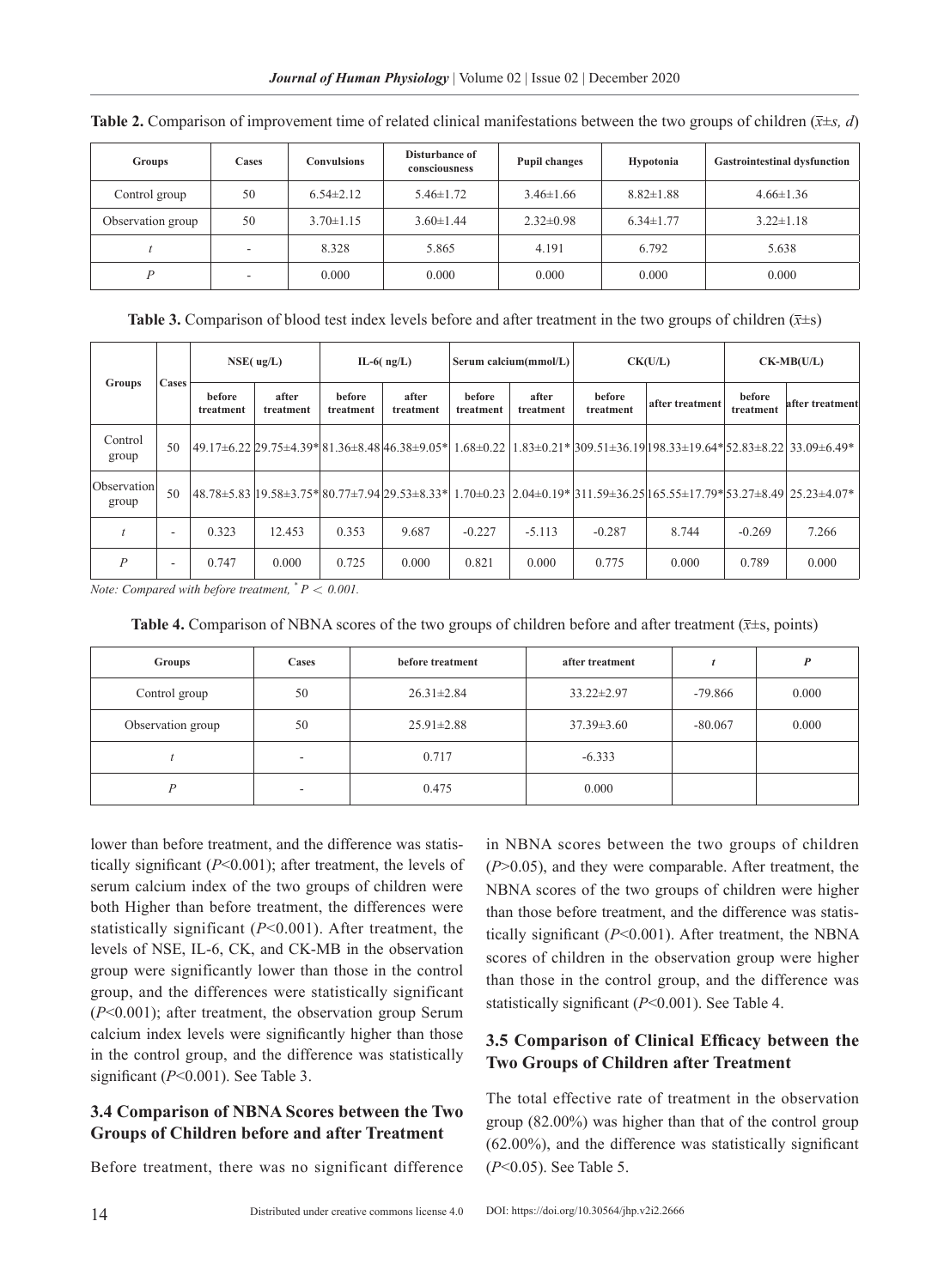**Table 2.** Comparison of improvement time of related clinical manifestations between the two groups of children ($\bar{x}$±*s, d*)

| Groups | Cases | Convulsions | Disturbance of consciousness | Pupil changes | Hypotonia | Gastrointestinal dysfunction |
|---|---|---|---|---|---|---|
| Control group | 50 | 6.54±2.12 | 5.46±1.72 | 3.46±1.66 | 8.82±1.88 | 4.66±1.36 |
| Observation group | 50 | 3.70±1.15 | 3.60±1.44 | 2.32±0.98 | 6.34±1.77 | 3.22±1.18 |
| $t$ | - | 8.328 | 5.865 | 4.191 | 6.792 | 5.638 |
| $P$ | - | 0.000 | 0.000 | 0.000 | 0.000 | 0.000 |

**Table 3.** Comparison of blood test index levels before and after treatment in the two groups of children ($\bar{x}$±s)

| Groups | Cases | NSE( ug/L) | | IL-6( ng/L) | | Serum calcium(mmol/L) | | CK(U/L) | | CK-MB(U/L) | |
|---|---|---|---|---|---|---|---|---|---|---|---|
| | | before treatment | after treatment | before treatment | after treatment | before treatment | after treatment | before treatment | after treatment | before treatment | after treatment |
| Control group | 50 | 49.17±6.22 | 29.75±4.39* | 81.36±8.48 | 46.38±9.05* | 1.68±0.22 | 1.83±0.21* | 309.51±36.19 | 198.33±19.64* | 52.83±8.22 | 33.09±6.49* |
| Observation group | 50 | 48.78±5.83 | 19.58±3.75* | 80.77±7.94 | 29.53±8.33* | 1.70±0.23 | 2.04±0.19* | 311.59±36.25 | 165.55±17.79* | 53.27±8.49 | 25.23±4.07* |
| $t$ | - | 0.323 | 12.453 | 0.353 | 9.687 | -0.227 | -5.113 | -0.287 | 8.744 | -0.269 | 7.266 |
| $P$ | - | 0.747 | 0.000 | 0.725 | 0.000 | 0.821 | 0.000 | 0.775 | 0.000 | 0.789 | 0.000 |

*Note: Compared with before treatment, \* $P < 0.001$.*

**Table 4.** Comparison of NBNA scores of the two groups of children before and after treatment ($\bar{x}$±s, points)

| Groups | Cases | before treatment | after treatment | $t$ | $P$ |
|---|---|---|---|---|---|
| Control group | 50 | 26.31±2.84 | 33.22±2.97 | -79.866 | 0.000 |
| Observation group | 50 | 25.91±2.88 | 37.39±3.60 | -80.067 | 0.000 |
| $t$ | - | 0.717 | -6.333 | | |
| $P$ | - | 0.475 | 0.000 | | |

lower than before treatment, and the difference was statistically significant ($P$<0.001); after treatment, the levels of serum calcium index of the two groups of children were both Higher than before treatment, the differences were statistically significant ($P$<0.001). After treatment, the levels of NSE, IL-6, CK, and CK-MB in the observation group were significantly lower than those in the control group, and the differences were statistically significant ($P$<0.001); after treatment, the observation group Serum calcium index levels were significantly higher than those in the control group, and the difference was statistically significant ($P$<0.001). See Table 3.

### 3.4 Comparison of NBNA Scores between the Two Groups of Children before and after Treatment

Before treatment, there was no significant difference in NBNA scores between the two groups of children ($P$>0.05), and they were comparable. After treatment, the NBNA scores of the two groups of children were higher than those before treatment, and the difference was statistically significant ($P$<0.001). After treatment, the NBNA scores of children in the observation group were higher than those in the control group, and the difference was statistically significant ($P$<0.001). See Table 4.

### 3.5 Comparison of Clinical Efficacy between the Two Groups of Children after Treatment

The total effective rate of treatment in the observation group (82.00%) was higher than that of the control group (62.00%), and the difference was statistically significant ($P$<0.05). See Table 5.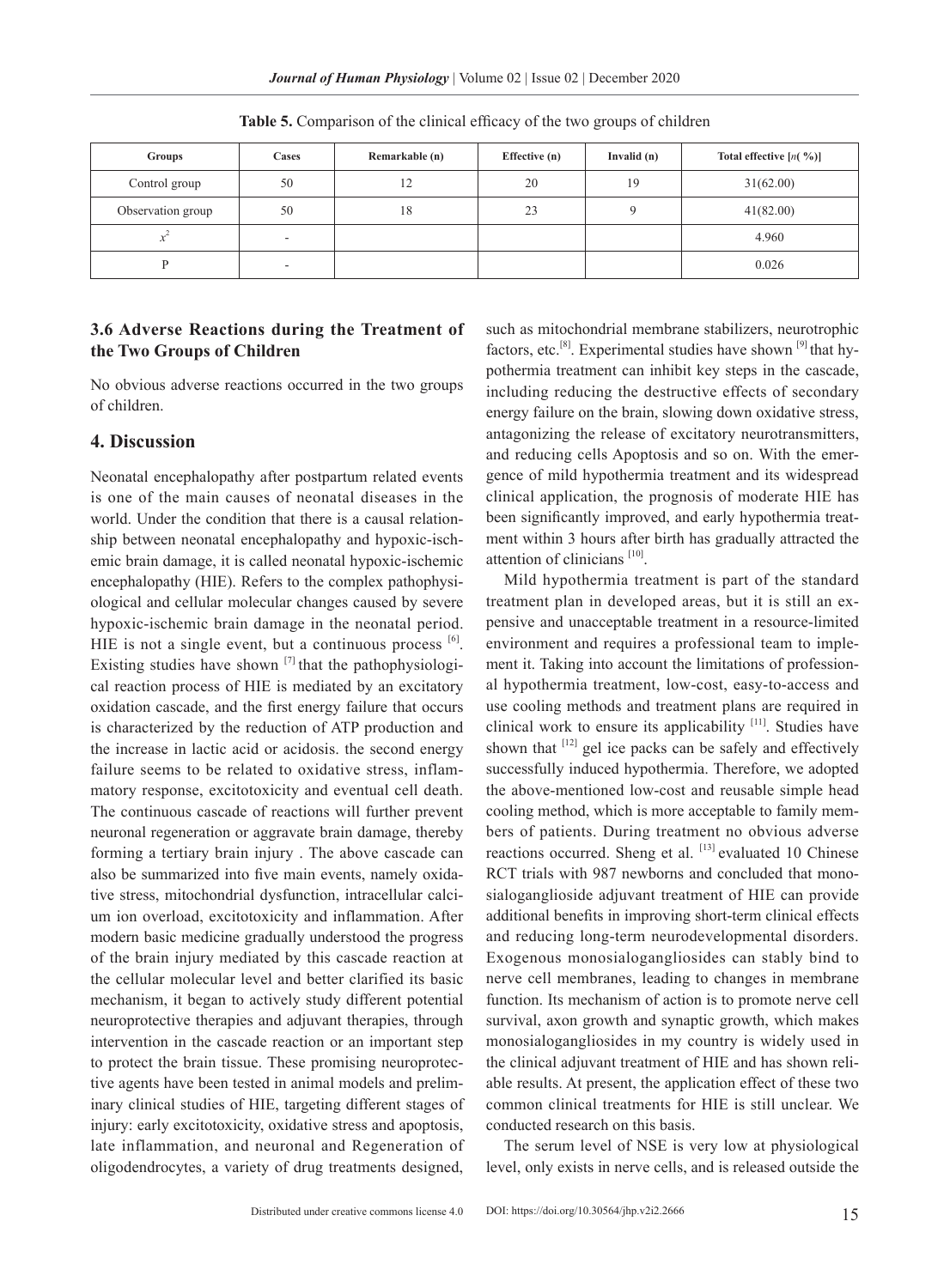**Table 5.** Comparison of the clinical efficacy of the two groups of children

| Groups | Cases | Remarkable (n) | Effective (n) | Invalid (n) | Total effective [$n$( %)] |
|---|---|---|---|---|---|
| Control group | 50 | 12 | 20 | 19 | 31(62.00) |
| Observation group | 50 | 18 | 23 | 9 | 41(82.00) |
| $x^2$ | - | | | | 4.960 |
| P | - | | | | 0.026 |

### 3.6 Adverse Reactions during the Treatment of the Two Groups of Children

No obvious adverse reactions occurred in the two groups of children.

## 4. Discussion

Neonatal encephalopathy after postpartum related events is one of the main causes of neonatal diseases in the world. Under the condition that there is a causal relationship between neonatal encephalopathy and hypoxic-ischemic brain damage, it is called neonatal hypoxic-ischemic encephalopathy (HIE). Refers to the complex pathophysiological and cellular molecular changes caused by severe hypoxic-ischemic brain damage in the neonatal period. HIE is not a single event, but a continuous process [6]. Existing studies have shown [7] that the pathophysiological reaction process of HIE is mediated by an excitatory oxidation cascade, and the first energy failure that occurs is characterized by the reduction of ATP production and the increase in lactic acid or acidosis. the second energy failure seems to be related to oxidative stress, inflammatory response, excitotoxicity and eventual cell death. The continuous cascade of reactions will further prevent neuronal regeneration or aggravate brain damage, thereby forming a tertiary brain injury . The above cascade can also be summarized into five main events, namely oxidative stress, mitochondrial dysfunction, intracellular calcium ion overload, excitotoxicity and inflammation. After modern basic medicine gradually understood the progress of the brain injury mediated by this cascade reaction at the cellular molecular level and better clarified its basic mechanism, it began to actively study different potential neuroprotective therapies and adjuvant therapies, through intervention in the cascade reaction or an important step to protect the brain tissue. These promising neuroprotective agents have been tested in animal models and preliminary clinical studies of HIE, targeting different stages of injury: early excitotoxicity, oxidative stress and apoptosis, late inflammation, and neuronal and Regeneration of oligodendrocytes, a variety of drug treatments designed, such as mitochondrial membrane stabilizers, neurotrophic factors, etc.[8]. Experimental studies have shown [9] that hypothermia treatment can inhibit key steps in the cascade, including reducing the destructive effects of secondary energy failure on the brain, slowing down oxidative stress, antagonizing the release of excitatory neurotransmitters, and reducing cells Apoptosis and so on. With the emergence of mild hypothermia treatment and its widespread clinical application, the prognosis of moderate HIE has been significantly improved, and early hypothermia treatment within 3 hours after birth has gradually attracted the attention of clinicians [10].

Mild hypothermia treatment is part of the standard treatment plan in developed areas, but it is still an expensive and unacceptable treatment in a resource-limited environment and requires a professional team to implement it. Taking into account the limitations of professional hypothermia treatment, low-cost, easy-to-access and use cooling methods and treatment plans are required in clinical work to ensure its applicability [11]. Studies have shown that [12] gel ice packs can be safely and effectively successfully induced hypothermia. Therefore, we adopted the above-mentioned low-cost and reusable simple head cooling method, which is more acceptable to family members of patients. During treatment no obvious adverse reactions occurred. Sheng et al. [13] evaluated 10 Chinese RCT trials with 987 newborns and concluded that monosialoganglioside adjuvant treatment of HIE can provide additional benefits in improving short-term clinical effects and reducing long-term neurodevelopmental disorders. Exogenous monosialogangliosides can stably bind to nerve cell membranes, leading to changes in membrane function. Its mechanism of action is to promote nerve cell survival, axon growth and synaptic growth, which makes monosialogangliosides in my country is widely used in the clinical adjuvant treatment of HIE and has shown reliable results. At present, the application effect of these two common clinical treatments for HIE is still unclear. We conducted research on this basis.

The serum level of NSE is very low at physiological level, only exists in nerve cells, and is released outside the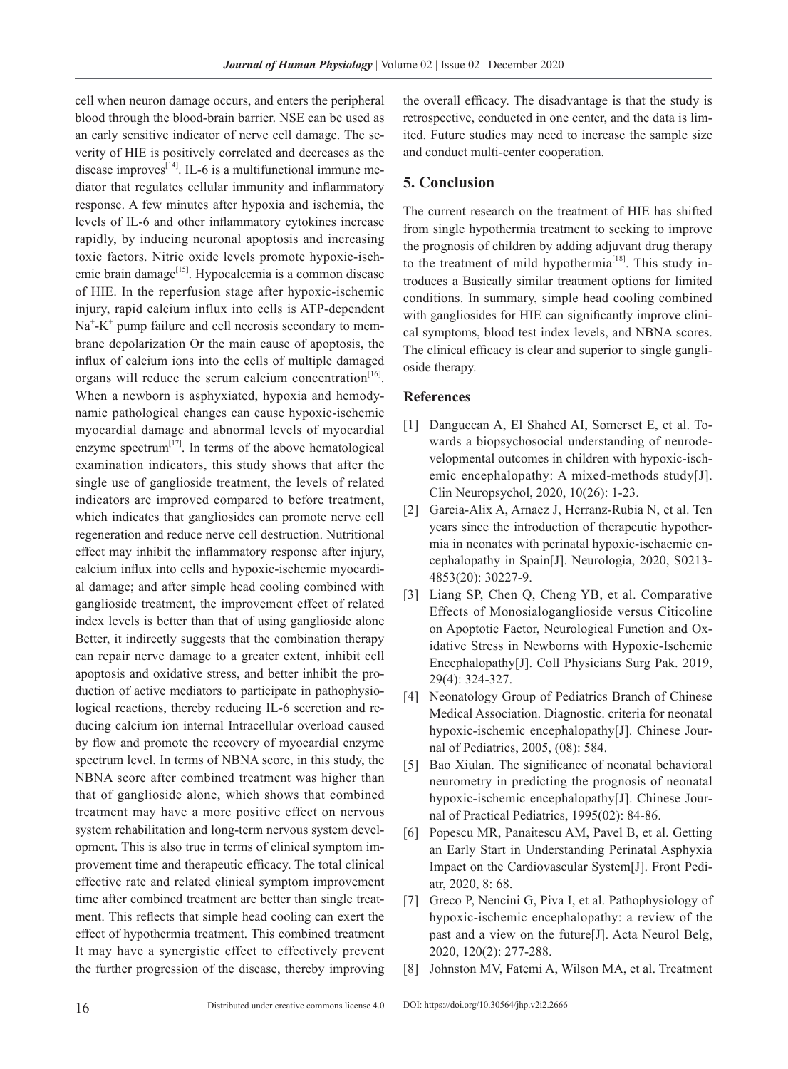cell when neuron damage occurs, and enters the peripheral blood through the blood-brain barrier. NSE can be used as an early sensitive indicator of nerve cell damage. The severity of HIE is positively correlated and decreases as the disease improves[14]. IL-6 is a multifunctional immune mediator that regulates cellular immunity and inflammatory response. A few minutes after hypoxia and ischemia, the levels of IL-6 and other inflammatory cytokines increase rapidly, by inducing neuronal apoptosis and increasing toxic factors. Nitric oxide levels promote hypoxic-ischemic brain damage[15]. Hypocalcemia is a common disease of HIE. In the reperfusion stage after hypoxic-ischemic injury, rapid calcium influx into cells is ATP-dependent $Na^{+}$-$K^{+}$ pump failure and cell necrosis secondary to membrane depolarization Or the main cause of apoptosis, the influx of calcium ions into the cells of multiple damaged organs will reduce the serum calcium concentration[16]. When a newborn is asphyxiated, hypoxia and hemodynamic pathological changes can cause hypoxic-ischemic myocardial damage and abnormal levels of myocardial enzyme spectrum[17]. In terms of the above hematological examination indicators, this study shows that after the single use of ganglioside treatment, the levels of related indicators are improved compared to before treatment, which indicates that gangliosides can promote nerve cell regeneration and reduce nerve cell destruction. Nutritional effect may inhibit the inflammatory response after injury, calcium influx into cells and hypoxic-ischemic myocardial damage; and after simple head cooling combined with ganglioside treatment, the improvement effect of related index levels is better than that of using ganglioside alone Better, it indirectly suggests that the combination therapy can repair nerve damage to a greater extent, inhibit cell apoptosis and oxidative stress, and better inhibit the production of active mediators to participate in pathophysiological reactions, thereby reducing IL-6 secretion and reducing calcium ion internal Intracellular overload caused by flow and promote the recovery of myocardial enzyme spectrum level. In terms of NBNA score, in this study, the NBNA score after combined treatment was higher than that of ganglioside alone, which shows that combined treatment may have a more positive effect on nervous system rehabilitation and long-term nervous system development. This is also true in terms of clinical symptom improvement time and therapeutic efficacy. The total clinical effective rate and related clinical symptom improvement time after combined treatment are better than single treatment. This reflects that simple head cooling can exert the effect of hypothermia treatment. This combined treatment It may have a synergistic effect to effectively prevent the further progression of the disease, thereby improving the overall efficacy. The disadvantage is that the study is retrospective, conducted in one center, and the data is limited. Future studies may need to increase the sample size and conduct multi-center cooperation.

## 5. Conclusion

The current research on the treatment of HIE has shifted from single hypothermia treatment to seeking to improve the prognosis of children by adding adjuvant drug therapy to the treatment of mild hypothermia[18]. This study introduces a Basically similar treatment options for limited conditions. In summary, simple head cooling combined with gangliosides for HIE can significantly improve clinical symptoms, blood test index levels, and NBNA scores. The clinical efficacy is clear and superior to single ganglioside therapy.

## References

[1] Danguecan A, El Shahed AI, Somerset E, et al. Towards a biopsychosocial understanding of neurodevelopmental outcomes in children with hypoxic-ischemic encephalopathy: A mixed-methods study[J]. Clin Neuropsychol, 2020, 10(26): 1-23.

[2] Garcia-Alix A, Arnaez J, Herranz-Rubia N, et al. Ten years since the introduction of therapeutic hypothermia in neonates with perinatal hypoxic-ischaemic encephalopathy in Spain[J]. Neurologia, 2020, S0213-4853(20): 30227-9.

[3] Liang SP, Chen Q, Cheng YB, et al. Comparative Effects of Monosialoganglioside versus Citicoline on Apoptotic Factor, Neurological Function and Oxidative Stress in Newborns with Hypoxic-Ischemic Encephalopathy[J]. Coll Physicians Surg Pak. 2019, 29(4): 324-327.

[4] Neonatology Group of Pediatrics Branch of Chinese Medical Association. Diagnostic. criteria for neonatal hypoxic-ischemic encephalopathy[J]. Chinese Journal of Pediatrics, 2005, (08): 584.

[5] Bao Xiulan. The significance of neonatal behavioral neurometry in predicting the prognosis of neonatal hypoxic-ischemic encephalopathy[J]. Chinese Journal of Practical Pediatrics, 1995(02): 84-86.

[6] Popescu MR, Panaitescu AM, Pavel B, et al. Getting an Early Start in Understanding Perinatal Asphyxia Impact on the Cardiovascular System[J]. Front Pediatr, 2020, 8: 68.

[7] Greco P, Nencini G, Piva I, et al. Pathophysiology of hypoxic-ischemic encephalopathy: a review of the past and a view on the future[J]. Acta Neurol Belg, 2020, 120(2): 277-288.

[8] Johnston MV, Fatemi A, Wilson MA, et al. Treatment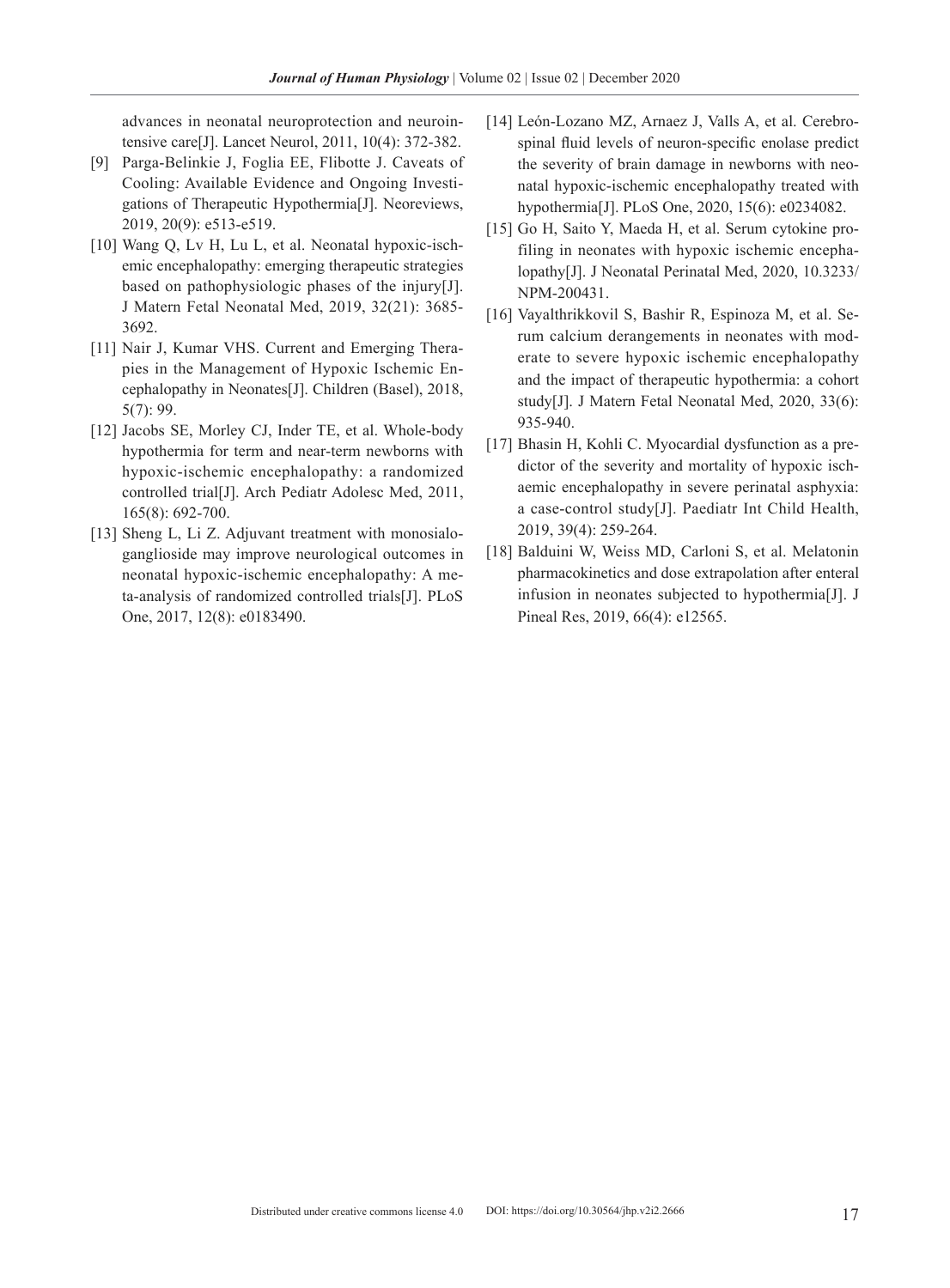advances in neonatal neuroprotection and neurointensive care[J]. Lancet Neurol, 2011, 10(4): 372-382.

[9] Parga-Belinkie J, Foglia EE, Flibotte J. Caveats of Cooling: Available Evidence and Ongoing Investigations of Therapeutic Hypothermia[J]. Neoreviews, 2019, 20(9): e513-e519.

[10] Wang Q, Lv H, Lu L, et al. Neonatal hypoxic-ischemic encephalopathy: emerging therapeutic strategies based on pathophysiologic phases of the injury[J]. J Matern Fetal Neonatal Med, 2019, 32(21): 3685-3692.

[11] Nair J, Kumar VHS. Current and Emerging Therapies in the Management of Hypoxic Ischemic Encephalopathy in Neonates[J]. Children (Basel), 2018, 5(7): 99.

[12] Jacobs SE, Morley CJ, Inder TE, et al. Whole-body hypothermia for term and near-term newborns with hypoxic-ischemic encephalopathy: a randomized controlled trial[J]. Arch Pediatr Adolesc Med, 2011, 165(8): 692-700.

[13] Sheng L, Li Z. Adjuvant treatment with monosialoganglioside may improve neurological outcomes in neonatal hypoxic-ischemic encephalopathy: A meta-analysis of randomized controlled trials[J]. PLoS One, 2017, 12(8): e0183490.

[14] León-Lozano MZ, Arnaez J, Valls A, et al. Cerebrospinal fluid levels of neuron-specific enolase predict the severity of brain damage in newborns with neonatal hypoxic-ischemic encephalopathy treated with hypothermia[J]. PLoS One, 2020, 15(6): e0234082.

[15] Go H, Saito Y, Maeda H, et al. Serum cytokine profiling in neonates with hypoxic ischemic encephalopathy[J]. J Neonatal Perinatal Med, 2020, 10.3233/NPM-200431.

[16] Vayalthrikkovil S, Bashir R, Espinoza M, et al. Serum calcium derangements in neonates with moderate to severe hypoxic ischemic encephalopathy and the impact of therapeutic hypothermia: a cohort study[J]. J Matern Fetal Neonatal Med, 2020, 33(6): 935-940.

[17] Bhasin H, Kohli C. Myocardial dysfunction as a predictor of the severity and mortality of hypoxic ischaemic encephalopathy in severe perinatal asphyxia: a case-control study[J]. Paediatr Int Child Health, 2019, 39(4): 259-264.

[18] Balduini W, Weiss MD, Carloni S, et al. Melatonin pharmacokinetics and dose extrapolation after enteral infusion in neonates subjected to hypothermia[J]. J Pineal Res, 2019, 66(4): e12565.